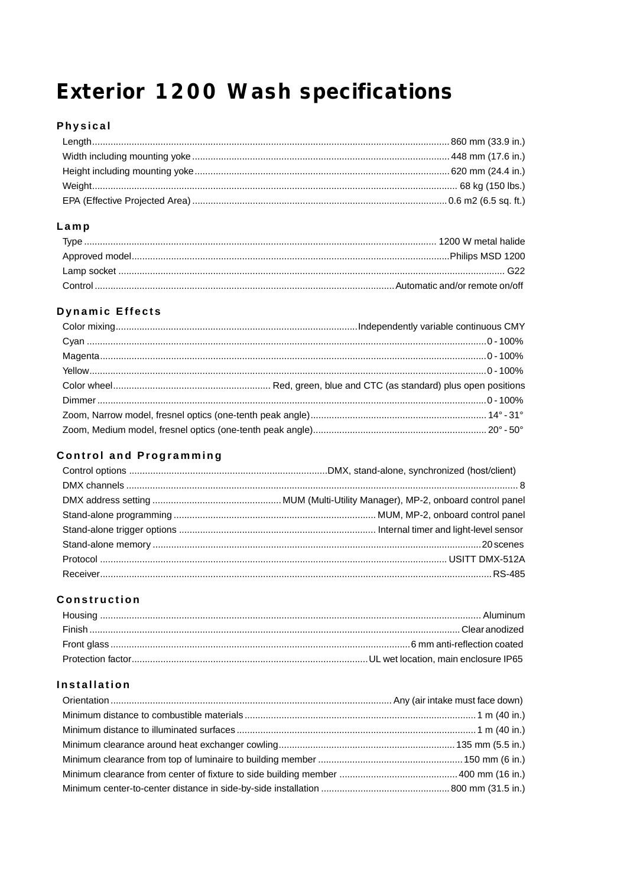# Exterior 1200 Wash specifications

## Physical

| | |
|---|---|
| Length | 860 mm (33.9 in.) |
| Width including mounting yoke | 448 mm (17.6 in.) |
| Height including mounting yoke | 620 mm (24.4 in.) |
| Weight | 68 kg (150 lbs.) |
| EPA (Effective Projected Area) | 0.6 m2 (6.5 sq. ft.) |

## Lamp

| | |
|---|---|
| Type | 1200 W metal halide |
| Approved model | Philips MSD 1200 |
| Lamp socket | G22 |
| Control | Automatic and/or remote on/off |

## Dynamic Effects

| | |
|---|---|
| Color mixing | Independently variable continuous CMY |
| Cyan | 0 - 100% |
| Magenta | 0 - 100% |
| Yellow | 0 - 100% |
| Color wheel | Red, green, blue and CTC (as standard) plus open positions |
| Dimmer | 0 - 100% |
| Zoom, Narrow model, fresnel optics (one-tenth peak angle) | 14° - 31° |
| Zoom, Medium model, fresnel optics (one-tenth peak angle) | 20° - 50° |

## Control and Programming

| | |
|---|---|
| Control options | DMX, stand-alone, synchronized (host/client) |
| DMX channels | 8 |
| DMX address setting | MUM (Multi-Utility Manager), MP-2, onboard control panel |
| Stand-alone programming | MUM, MP-2, onboard control panel |
| Stand-alone trigger options | Internal timer and light-level sensor |
| Stand-alone memory | 20 scenes |
| Protocol | USITT DMX-512A |
| Receiver | RS-485 |

## Construction

| | |
|---|---|
| Housing | Aluminum |
| Finish | Clear anodized |
| Front glass | 6 mm anti-reflection coated |
| Protection factor | UL wet location, main enclosure IP65 |

## Installation

| | |
|---|---|
| Orientation | Any (air intake must face down) |
| Minimum distance to combustible materials | 1 m (40 in.) |
| Minimum distance to illuminated surfaces | 1 m (40 in.) |
| Minimum clearance around heat exchanger cowling | 135 mm (5.5 in.) |
| Minimum clearance from top of luminaire to building member | 150 mm (6 in.) |
| Minimum clearance from center of fixture to side building member | 400 mm (16 in.) |
| Minimum center-to-center distance in side-by-side installation | 800 mm (31.5 in.) |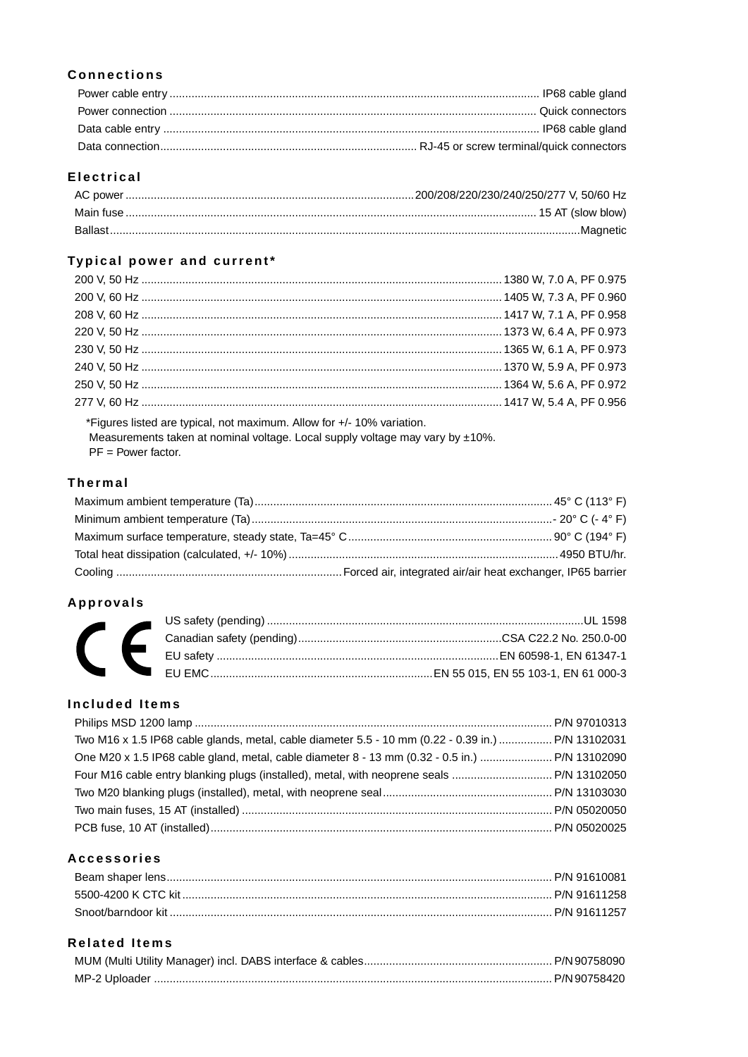## Connections

| | |
|---|---|
| Power cable entry | IP68 cable gland |
| Power connection | Quick connectors |
| Data cable entry | IP68 cable gland |
| Data connection | RJ-45 or screw terminal/quick connectors |

## Electrical

| | |
|---|---|
| AC power | 200/208/220/230/240/250/277 V, 50/60 Hz |
| Main fuse | 15 AT (slow blow) |
| Ballast | Magnetic |

## Typical power and current*

| | |
|---|---|
| 200 V, 50 Hz | 1380 W, 7.0 A, PF 0.975 |
| 200 V, 60 Hz | 1405 W, 7.3 A, PF 0.960 |
| 208 V, 60 Hz | 1417 W, 7.1 A, PF 0.958 |
| 220 V, 50 Hz | 1373 W, 6.4 A, PF 0.973 |
| 230 V, 50 Hz | 1365 W, 6.1 A, PF 0.973 |
| 240 V, 50 Hz | 1370 W, 5.9 A, PF 0.973 |
| 250 V, 50 Hz | 1364 W, 5.6 A, PF 0.972 |
| 277 V, 60 Hz | 1417 W, 5.4 A, PF 0.956 |

*Figures listed are typical, not maximum. Allow for +/- 10% variation.
Measurements taken at nominal voltage. Local supply voltage may vary by ±10%.
PF = Power factor.

## Thermal

| | |
|---|---|
| Maximum ambient temperature (Ta) | 45° C (113° F) |
| Minimum ambient temperature (Ta) | - 20° C (- 4° F) |
| Maximum surface temperature, steady state, Ta=45° C | 90° C (194° F) |
| Total heat dissipation (calculated, +/- 10%) | 4950 BTU/hr. |
| Cooling | Forced air, integrated air/air heat exchanger, IP65 barrier |

## Approvals

CE

| | |
|---|---|
| US safety (pending) | UL 1598 |
| Canadian safety (pending) | CSA C22.2 No. 250.0-00 |
| EU safety | EN 60598-1, EN 61347-1 |
| EU EMC | EN 55 015, EN 55 103-1, EN 61 000-3 |

## Included Items

| | |
|---|---|
| Philips MSD 1200 lamp | P/N 97010313 |
| Two M16 x 1.5 IP68 cable glands, metal, cable diameter 5.5 - 10 mm (0.22 - 0.39 in.) | P/N 13102031 |
| One M20 x 1.5 IP68 cable gland, metal, cable diameter 8 - 13 mm (0.32 - 0.5 in.) | P/N 13102090 |
| Four M16 cable entry blanking plugs (installed), metal, with neoprene seals | P/N 13102050 |
| Two M20 blanking plugs (installed), metal, with neoprene seal | P/N 13103030 |
| Two main fuses, 15 AT (installed) | P/N 05020050 |
| PCB fuse, 10 AT (installed) | P/N 05020025 |

## Accessories

| | |
|---|---|
| Beam shaper lens | P/N 91610081 |
| 5500-4200 K CTC kit | P/N 91611258 |
| Snoot/barndoor kit | P/N 91611257 |

## Related Items

| | |
|---|---|
| MUM (Multi Utility Manager) incl. DABS interface & cables | P/N 90758090 |
| MP-2 Uploader | P/N 90758420 |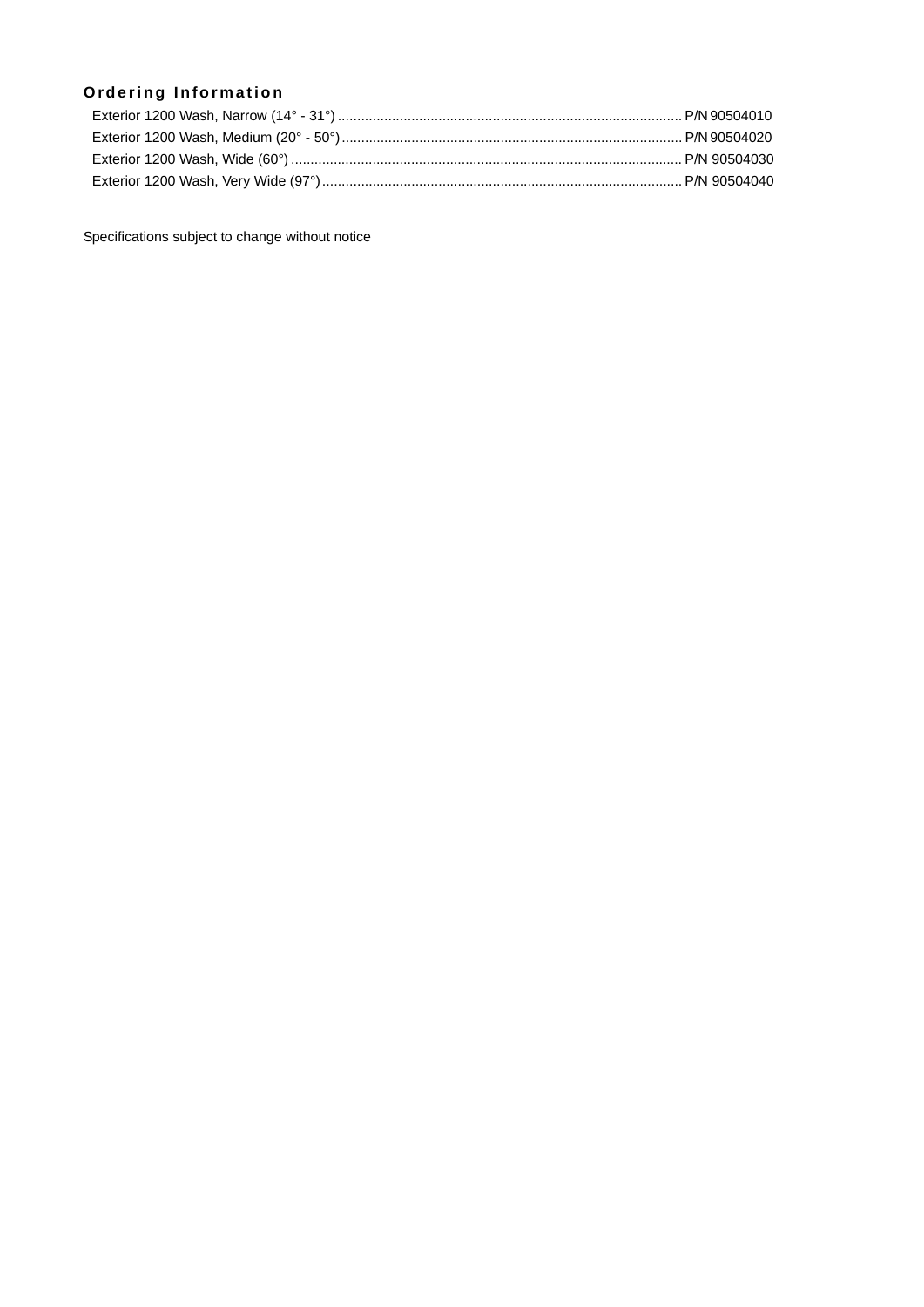## Ordering Information

| | |
|---|---|
| Exterior 1200 Wash, Narrow (14° - 31°) | P/N 90504010 |
| Exterior 1200 Wash, Medium (20° - 50°) | P/N 90504020 |
| Exterior 1200 Wash, Wide (60°) | P/N 90504030 |
| Exterior 1200 Wash, Very Wide (97°) | P/N 90504040 |

Specifications subject to change without notice